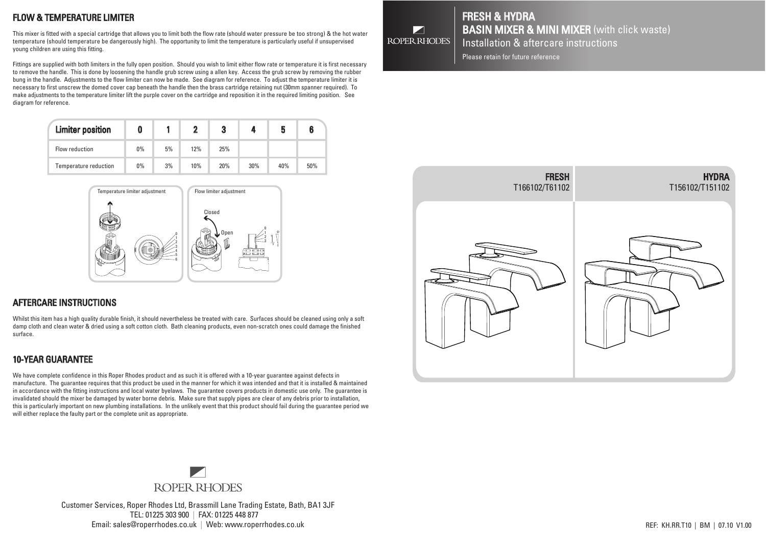# FRESH & HYDRA

## BASIN MIXER & MINI MIXER (with click waste)

Installation & aftercare instructions

Please retain for future reference

| FRESH | HYDRA |
|---|---|
| T166102/T61102 | T156102/T151102 |

## FLOW & TEMPERATURE LIMITER

This mixer is fitted with a special cartridge that allows you to limit both the flow rate (should water pressure be too strong) & the hot water temperature (should temperature be dangerously high). The opportunity to limit the temperature is particularly useful if unsupervised young children are using this fitting.

Fittings are supplied with both limiters in the fully open position. Should you wish to limit either flow rate or temperature it is first necessary to remove the handle. This is done by loosening the handle grub screw using a allen key. Access the grub screw by removing the rubber bung in the handle. Adjustments to the flow limiter can now be made. See diagram for reference. To adjust the temperature limiter it is necessary to first unscrew the domed cover cap beneath the handle then the brass cartridge retaining nut (30mm spanner required). To make adjustments to the temperature limiter lift the purple cover on the cartridge and reposition it in the required limiting position. See diagram for reference.

| Limiter position | 0 | 1 | 2 | 3 | 4 | 5 | 6 |
|---|---|---|---|---|---|---|---|
| Flow reduction | 0% | 5% | 12% | 25% | | | |
| Temperature reduction | 0% | 3% | 10% | 20% | 30% | 40% | 50% |

Temperature limiter adjustment

Flow limiter adjustment

Closed

Open

## AFTERCARE INSTRUCTIONS

Whilst this item has a high quality durable finish, it should nevertheless be treated with care. Surfaces should be cleaned using only a soft damp cloth and clean water & dried using a soft cotton cloth. Bath cleaning products, even non-scratch ones could damage the finished surface.

## 10-YEAR GUARANTEE

We have complete confidence in this Roper Rhodes product and as such it is offered with a 10-year guarantee against defects in manufacture. The guarantee requires that this product be used in the manner for which it was intended and that it is installed & maintained in accordance with the fitting instructions and local water byelaws. The guarantee covers products in domestic use only. The guarantee is invalidated should the mixer be damaged by water borne debris. Make sure that supply pipes are clear of any debris prior to installation, this is particularly important on new plumbing installations. In the unlikely event that this product should fail during the guarantee period we will either replace the faulty part or the complete unit as appropriate.

ROPER RHODES

Customer Services, Roper Rhodes Ltd, Brassmill Lane Trading Estate, Bath, BA1 3JF
TEL: 01225 303 900 | FAX: 01225 448 877
Email: sales@roperrhodes.co.uk | Web: www.roperrhodes.co.uk

REF: KH.RR.T10 | BM | 07.10 V1.00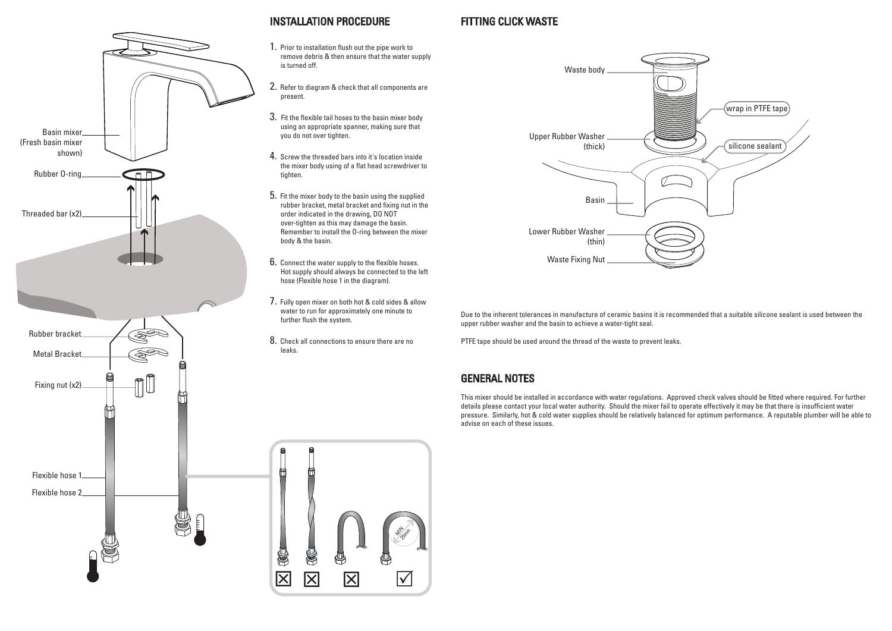## INSTALLATION PROCEDURE

1. Prior to installation flush out the pipe work to remove debris & then ensure that the water supply is turned off.
2. Refer to diagram & check that all components are present.
3. Fit the flexible tail hoses to the basin mixer body using an appropriate spanner, making sure that you do not over tighten.
4. Screw the threaded bars into it's location inside the mixer body using of a flat head screwdriver to tighten.
5. Fit the mixer body to the basin using the supplied rubber bracket, metal bracket and fixing nut in the order indicated in the drawing, DO NOT over-tighten as this may damage the basin. Remember to install the O-ring between the mixer body & the basin.
6. Connect the water supply to the flexible hoses. Hot supply should always be connected to the left hose (Flexible hose 1 in the diagram).
7. Fully open mixer on both hot & cold sides & allow water to run for approximately one minute to further flush the system.
8. Check all connections to ensure there are no leaks.

Basin mixer (Fresh basin mixer shown)
Rubber O-ring
Threaded bar (x2)
Rubber bracket
Metal Bracket
Fixing nut (x2)
Flexible hose 1
Flexible hose 2

MIN 25mm

## FITTING CLICK WASTE

Waste body
wrap in PTFE tape
Upper Rubber Washer (thick)
silicone sealant
Basin
Lower Rubber Washer (thin)
Waste Fixing Nut

Due to the inherent tolerances in manufacture of ceramic basins it is recommended that a suitable silicone sealant is used between the upper rubber washer and the basin to achieve a water-tight seal.

PTFE tape should be used around the thread of the waste to prevent leaks.

## GENERAL NOTES

This mixer should be installed in accordance with water regulations. Approved check valves should be fitted where required. For further details please contact your local water authority. Should the mixer fail to operate effectively it may be that there is insufficient water pressure. Similarly, hot & cold water supplies should be relatively balanced for optimum performance. A reputable plumber will be able to advise on each of these issues.